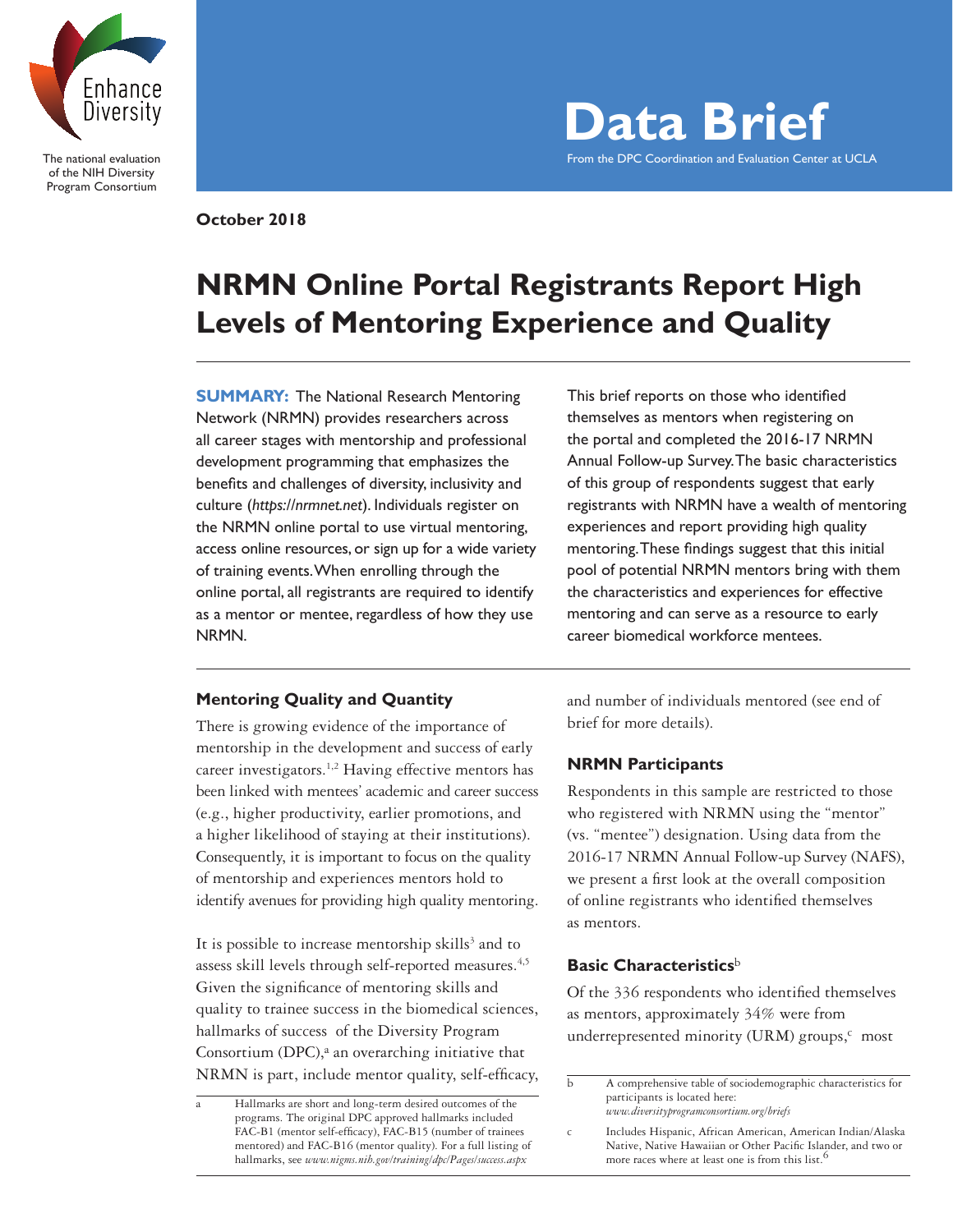Enhance Diversity

The national evaluation of the NIH Diversity Program Consortium

# Data Brief

From the DPC Coordination and Evaluation Center at UCLA

**October 2018**

# NRMN Online Portal Registrants Report High Levels of Mentoring Experience and Quality

**SUMMARY:** The National Research Mentoring Network (NRMN) provides researchers across all career stages with mentorship and professional development programming that emphasizes the benefits and challenges of diversity, inclusivity and culture (*https://nrmnet.net*). Individuals register on the NRMN online portal to use virtual mentoring, access online resources, or sign up for a wide variety of training events. When enrolling through the online portal, all registrants are required to identify as a mentor or mentee, regardless of how they use NRMN.

This brief reports on those who identified themselves as mentors when registering on the portal and completed the 2016-17 NRMN Annual Follow-up Survey. The basic characteristics of this group of respondents suggest that early registrants with NRMN have a wealth of mentoring experiences and report providing high quality mentoring. These findings suggest that this initial pool of potential NRMN mentors bring with them the characteristics and experiences for effective mentoring and can serve as a resource to early career biomedical workforce mentees.

## Mentoring Quality and Quantity

There is growing evidence of the importance of mentorship in the development and success of early career investigators.[1,2] Having effective mentors has been linked with mentees' academic and career success (e.g., higher productivity, earlier promotions, and a higher likelihood of staying at their institutions). Consequently, it is important to focus on the quality of mentorship and experiences mentors hold to identify avenues for providing high quality mentoring.

It is possible to increase mentorship skills[3] and to assess skill levels through self-reported measures.[4,5] Given the significance of mentoring skills and quality to trainee success in the biomedical sciences, hallmarks of success of the Diversity Program Consortium (DPC),[a] an overarching initiative that NRMN is part, include mentor quality, self-efficacy, and number of individuals mentored (see end of brief for more details).

## NRMN Participants

Respondents in this sample are restricted to those who registered with NRMN using the "mentor" (vs. "mentee") designation. Using data from the 2016-17 NRMN Annual Follow-up Survey (NAFS), we present a first look at the overall composition of online registrants who identified themselves as mentors.

## Basic Characteristics[b]

Of the 336 respondents who identified themselves as mentors, approximately 34% were from underrepresented minority (URM) groups,[c] most

---

a Hallmarks are short and long-term desired outcomes of the programs. The original DPC approved hallmarks included FAC-B1 (mentor self-efficacy), FAC-B15 (number of trainees mentored) and FAC-B16 (mentor quality). For a full listing of hallmarks, see *www.nigms.nih.gov/training/dpc/Pages/success.aspx*

b A comprehensive table of sociodemographic characteristics for participants is located here: *www.diversityprogramconsortium.org/briefs*

c Includes Hispanic, African American, American Indian/Alaska Native, Native Hawaiian or Other Pacific Islander, and two or more races where at least one is from this list.[6]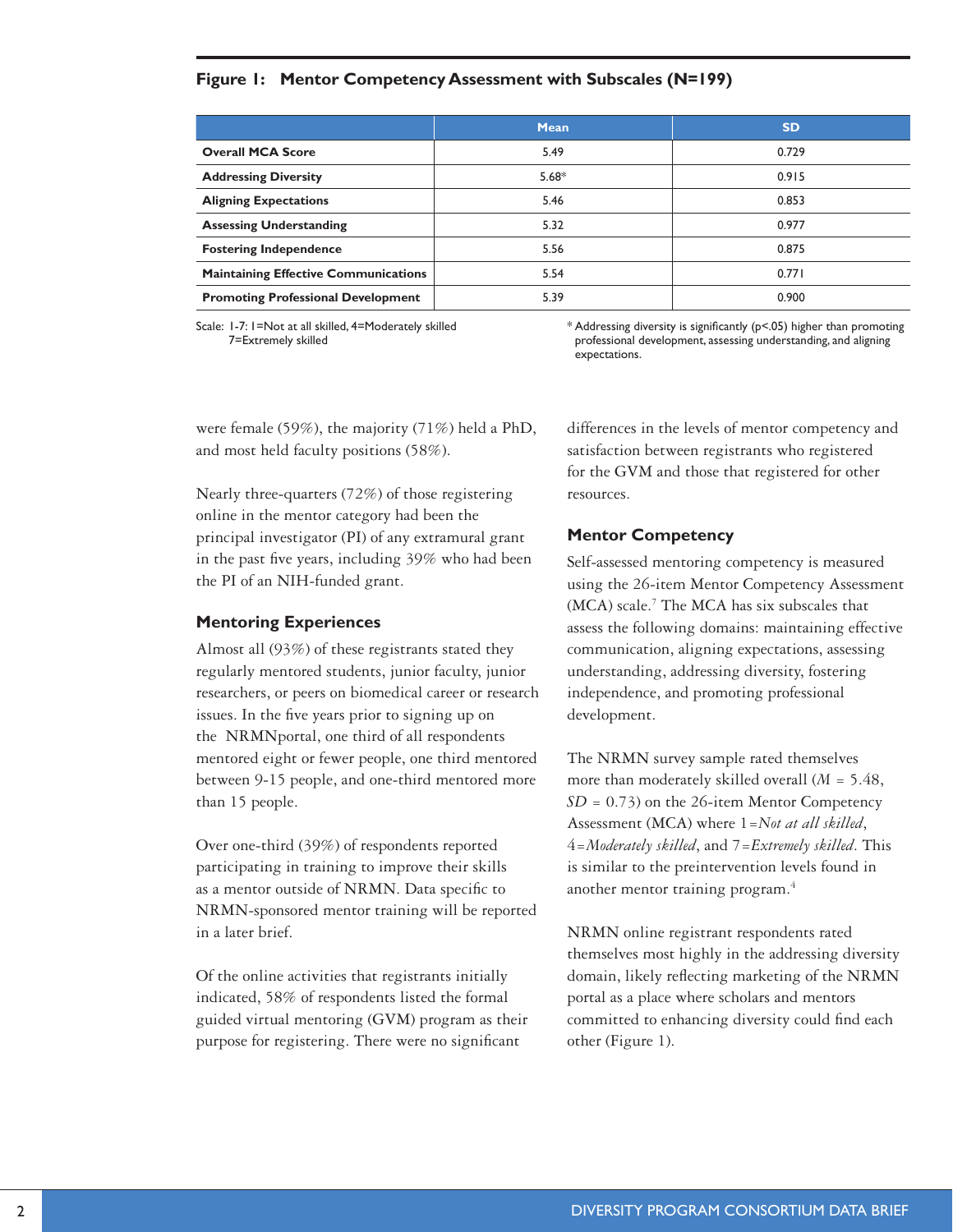**Figure 1: Mentor Competency Assessment with Subscales (N=199)**

| | Mean | SD |
|---|---|---|
| **Overall MCA Score** | 5.49 | 0.729 |
| **Addressing Diversity** | 5.68* | 0.915 |
| **Aligning Expectations** | 5.46 | 0.853 |
| **Assessing Understanding** | 5.32 | 0.977 |
| **Fostering Independence** | 5.56 | 0.875 |
| **Maintaining Effective Communications** | 5.54 | 0.771 |
| **Promoting Professional Development** | 5.39 | 0.900 |

Scale: 1-7: 1=Not at all skilled, 4=Moderately skilled 7=Extremely skilled

* Addressing diversity is significantly ($p<.05$) higher than promoting professional development, assessing understanding, and aligning expectations.

were female (59%), the majority (71%) held a PhD, and most held faculty positions (58%).

Nearly three-quarters (72%) of those registering online in the mentor category had been the principal investigator (PI) of any extramural grant in the past five years, including 39% who had been the PI of an NIH-funded grant.

## Mentoring Experiences

Almost all (93%) of these registrants stated they regularly mentored students, junior faculty, junior researchers, or peers on biomedical career or research issues. In the five years prior to signing up on the NRMNportal, one third of all respondents mentored eight or fewer people, one third mentored between 9-15 people, and one-third mentored more than 15 people.

Over one-third (39%) of respondents reported participating in training to improve their skills as a mentor outside of NRMN. Data specific to NRMN-sponsored mentor training will be reported in a later brief.

Of the online activities that registrants initially indicated, 58% of respondents listed the formal guided virtual mentoring (GVM) program as their purpose for registering. There were no significant differences in the levels of mentor competency and satisfaction between registrants who registered for the GVM and those that registered for other resources.

## Mentor Competency

Self-assessed mentoring competency is measured using the 26-item Mentor Competency Assessment (MCA) scale.[7] The MCA has six subscales that assess the following domains: maintaining effective communication, aligning expectations, assessing understanding, addressing diversity, fostering independence, and promoting professional development.

The NRMN survey sample rated themselves more than moderately skilled overall ($M$ = 5.48, $SD$ = 0.73) on the 26-item Mentor Competency Assessment (MCA) where 1=*Not at all skilled*, 4=*Moderately skilled*, and 7=*Extremely skilled*. This is similar to the preintervention levels found in another mentor training program.[4]

NRMN online registrant respondents rated themselves most highly in the addressing diversity domain, likely reflecting marketing of the NRMN portal as a place where scholars and mentors committed to enhancing diversity could find each other (Figure 1).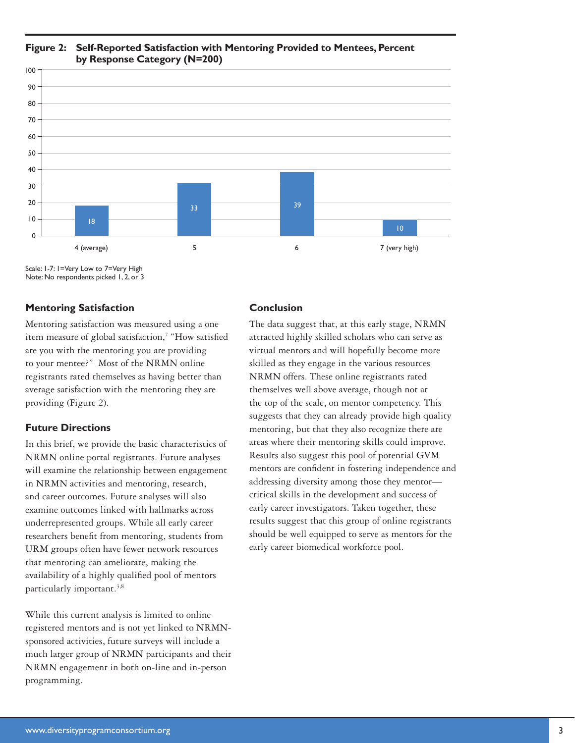**Figure 2: Self-Reported Satisfaction with Mentoring Provided to Mentees, Percent by Response Category (N=200)**

| Response Category | Percent |
|---|---|
| 4 (average) | 18 |
| 5 | 33 |
| 6 | 39 |
| 7 (very high) | 10 |

Scale: 1-7: 1=Very Low to 7=Very High
Note: No respondents picked 1, 2, or 3

## Mentoring Satisfaction

Mentoring satisfaction was measured using a one item measure of global satisfaction,[7] "How satisfied are you with the mentoring you are providing to your mentee?" Most of the NRMN online registrants rated themselves as having better than average satisfaction with the mentoring they are providing (Figure 2).

## Future Directions

In this brief, we provide the basic characteristics of NRMN online portal registrants. Future analyses will examine the relationship between engagement in NRMN activities and mentoring, research, and career outcomes. Future analyses will also examine outcomes linked with hallmarks across underrepresented groups. While all early career researchers benefit from mentoring, students from URM groups often have fewer network resources that mentoring can ameliorate, making the availability of a highly qualified pool of mentors particularly important.[3,8]

While this current analysis is limited to online registered mentors and is not yet linked to NRMN-sponsored activities, future surveys will include a much larger group of NRMN participants and their NRMN engagement in both on-line and in-person programming.

## Conclusion

The data suggest that, at this early stage, NRMN attracted highly skilled scholars who can serve as virtual mentors and will hopefully become more skilled as they engage in the various resources NRMN offers. These online registrants rated themselves well above average, though not at the top of the scale, on mentor competency. This suggests that they can already provide high quality mentoring, but that they also recognize there are areas where their mentoring skills could improve. Results also suggest this pool of potential GVM mentors are confident in fostering independence and addressing diversity among those they mentor—critical skills in the development and success of early career investigators. Taken together, these results suggest that this group of online registrants should be well equipped to serve as mentors for the early career biomedical workforce pool.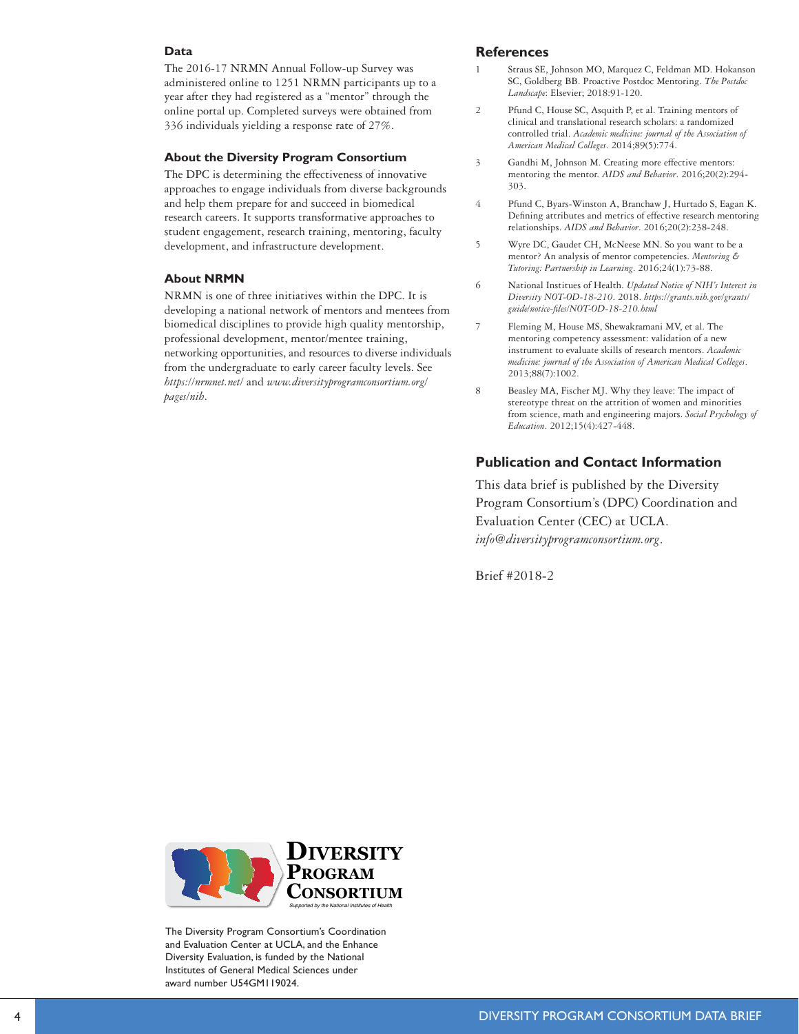### Data

The 2016-17 NRMN Annual Follow-up Survey was administered online to 1251 NRMN participants up to a year after they had registered as a "mentor" through the online portal up. Completed surveys were obtained from 336 individuals yielding a response rate of 27%.

### About the Diversity Program Consortium

The DPC is determining the effectiveness of innovative approaches to engage individuals from diverse backgrounds and help them prepare for and succeed in biomedical research careers. It supports transformative approaches to student engagement, research training, mentoring, faculty development, and infrastructure development.

### About NRMN

NRMN is one of three initiatives within the DPC. It is developing a national network of mentors and mentees from biomedical disciplines to provide high quality mentorship, professional development, mentor/mentee training, networking opportunities, and resources to diverse individuals from the undergraduate to early career faculty levels. See *https://nrmnet.net/* and *www.diversityprogramconsortium.org/pages/nih*.

## References

1. Straus SE, Johnson MO, Marquez C, Feldman MD. Hokanson SC, Goldberg BB. Proactive Postdoc Mentoring. *The Postdoc Landscape*: Elsevier; 2018:91-120.
2. Pfund C, House SC, Asquith P, et al. Training mentors of clinical and translational research scholars: a randomized controlled trial. *Academic medicine: journal of the Association of American Medical Colleges*. 2014;89(5):774.
3. Gandhi M, Johnson M. Creating more effective mentors: mentoring the mentor. *AIDS and Behavior*. 2016;20(2):294-303.
4. Pfund C, Byars-Winston A, Branchaw J, Hurtado S, Eagan K. Defining attributes and metrics of effective research mentoring relationships. *AIDS and Behavior*. 2016;20(2):238-248.
5. Wyre DC, Gaudet CH, McNeese MN. So you want to be a mentor? An analysis of mentor competencies. *Mentoring & Tutoring: Partnership in Learning*. 2016;24(1):73-88.
6. National Institues of Health. *Updated Notice of NIH's Interest in Diversity NOT-OD-18-210*. 2018. *https://grants.nih.gov/grants/guide/notice-files/NOT-OD-18-210.html*
7. Fleming M, House MS, Shewakramani MV, et al. The mentoring competency assessment: validation of a new instrument to evaluate skills of research mentors. *Academic medicine: journal of the Association of American Medical Colleges*. 2013;88(7):1002.
8. Beasley MA, Fischer MJ. Why they leave: The impact of stereotype threat on the attrition of women and minorities from science, math and engineering majors. *Social Psychology of Education*. 2012;15(4):427-448.

## Publication and Contact Information

This data brief is published by the Diversity Program Consortium's (DPC) Coordination and Evaluation Center (CEC) at UCLA. *info@diversityprogramconsortium.org*.

Brief #2018-2

DIVERSITY PROGRAM CONSORTIUM
Supported by the National Institutes of Health

The Diversity Program Consortium's Coordination and Evaluation Center at UCLA, and the Enhance Diversity Evaluation, is funded by the National Institutes of General Medical Sciences under award number U54GM119024.